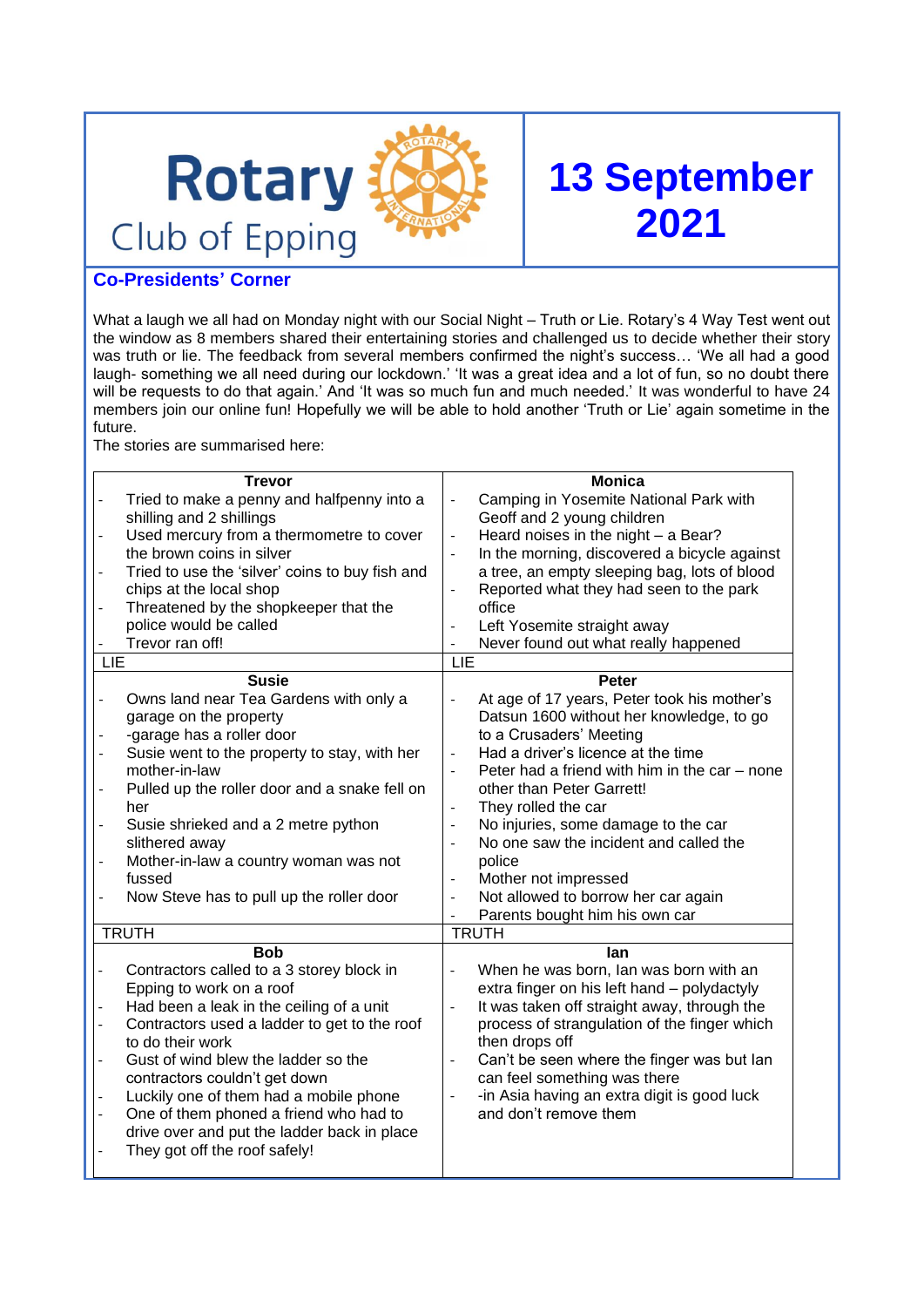# Rotary Club of Epping

# 13 September 2021

## Co-Presidents' Corner

What a laugh we all had on Monday night with our Social Night – Truth or Lie. Rotary's 4 Way Test went out the window as 8 members shared their entertaining stories and challenged us to decide whether their story was truth or lie. The feedback from several members confirmed the night's success… 'We all had a good laugh- something we all need during our lockdown.' 'It was a great idea and a lot of fun, so no doubt there will be requests to do that again.' And 'It was so much fun and much needed.' It was wonderful to have 24 members join our online fun! Hopefully we will be able to hold another 'Truth or Lie' again sometime in the future.

The stories are summarised here:

| Trevor | Monica |
|---|---|
| - Tried to make a penny and halfpenny into a shilling and 2 shillings<br>- Used mercury from a thermometre to cover the brown coins in silver<br>- Tried to use the 'silver' coins to buy fish and chips at the local shop<br>- Threatened by the shopkeeper that the police would be called<br>- Trevor ran off! | - Camping in Yosemite National Park with Geoff and 2 young children<br>- Heard noises in the night – a Bear?<br>- In the morning, discovered a bicycle against a tree, an empty sleeping bag, lots of blood<br>- Reported what they had seen to the park office<br>- Left Yosemite straight away<br>- Never found out what really happened |
| LIE | LIE |
| **Susie** | **Peter** |
| - Owns land near Tea Gardens with only a garage on the property<br>- -garage has a roller door<br>- Susie went to the property to stay, with her mother-in-law<br>- Pulled up the roller door and a snake fell on her<br>- Susie shrieked and a 2 metre python slithered away<br>- Mother-in-law a country woman was not fussed<br>- Now Steve has to pull up the roller door | - At age of 17 years, Peter took his mother's Datsun 1600 without her knowledge, to go to a Crusaders' Meeting<br>- Had a driver's licence at the time<br>- Peter had a friend with him in the car – none other than Peter Garrett!<br>- They rolled the car<br>- No injuries, some damage to the car<br>- No one saw the incident and called the police<br>- Mother not impressed<br>- Not allowed to borrow her car again<br>- Parents bought him his own car |
| TRUTH | TRUTH |
| **Bob** | **Ian** |
| - Contractors called to a 3 storey block in Epping to work on a roof<br>- Had been a leak in the ceiling of a unit<br>- Contractors used a ladder to get to the roof to do their work<br>- Gust of wind blew the ladder so the contractors couldn't get down<br>- Luckily one of them had a mobile phone<br>- One of them phoned a friend who had to drive over and put the ladder back in place<br>- They got off the roof safely! | - When he was born, Ian was born with an extra finger on his left hand – polydactyly<br>- It was taken off straight away, through the process of strangulation of the finger which then drops off<br>- Can't be seen where the finger was but Ian can feel something was there<br>- -in Asia having an extra digit is good luck and don't remove them |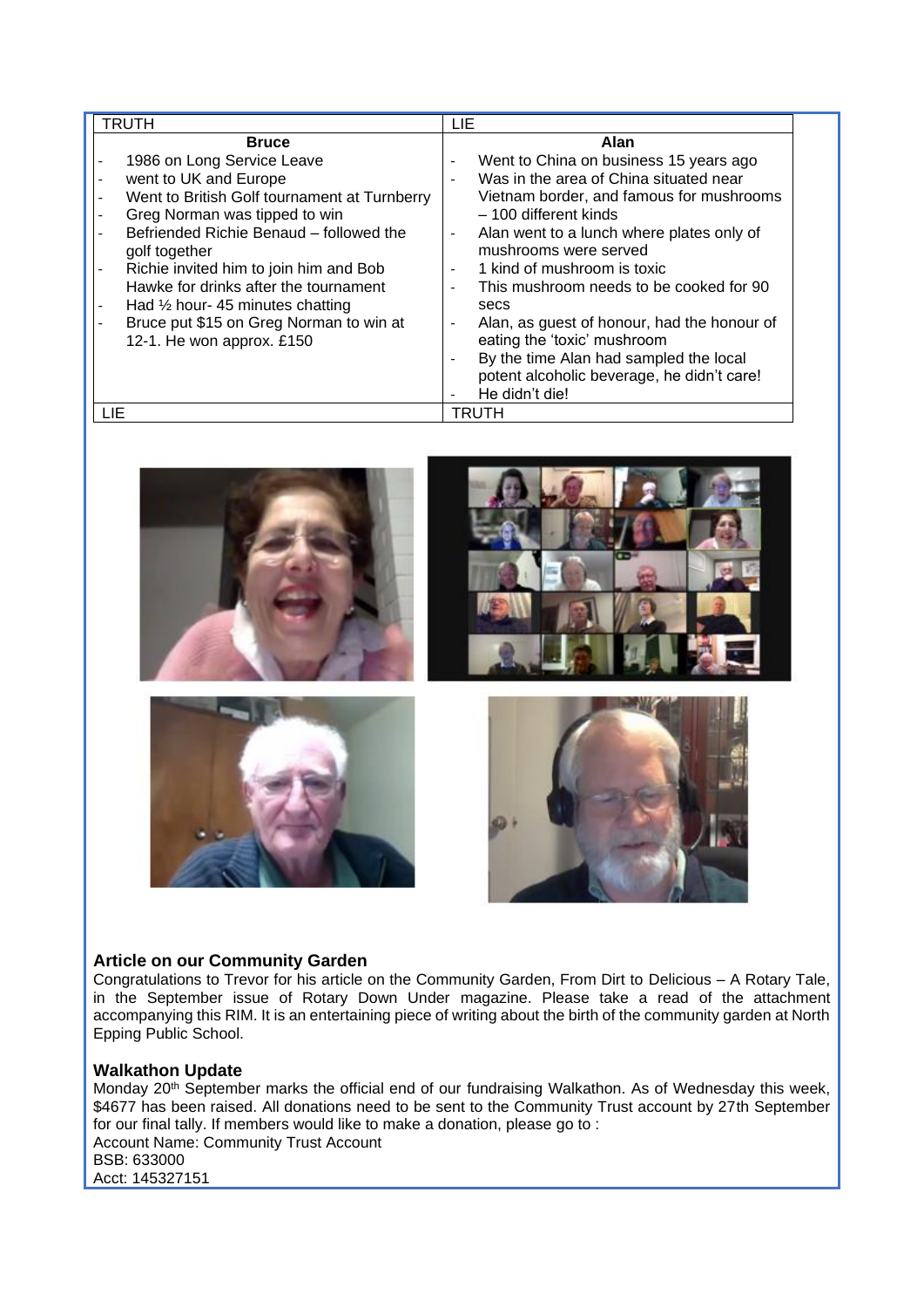| TRUTH | LIE |
|---|---|
| **Bruce** | **Alan** |
| - 1986 on Long Service Leave<br>- went to UK and Europe<br>- Went to British Golf tournament at Turnberry<br>- Greg Norman was tipped to win<br>- Befriended Richie Benaud – followed the golf together<br>- Richie invited him to join him and Bob Hawke for drinks after the tournament<br>- Had ½ hour- 45 minutes chatting<br>- Bruce put $15 on Greg Norman to win at 12-1. He won approx. £150 | - Went to China on business 15 years ago<br>- Was in the area of China situated near Vietnam border, and famous for mushrooms – 100 different kinds<br>- Alan went to a lunch where plates only of mushrooms were served<br>- 1 kind of mushroom is toxic<br>- This mushroom needs to be cooked for 90 secs<br>- Alan, as guest of honour, had the honour of eating the 'toxic' mushroom<br>- By the time Alan had sampled the local potent alcoholic beverage, he didn't care!<br>- He didn't die! |
| LIE | TRUTH |

### Article on our Community Garden

Congratulations to Trevor for his article on the Community Garden, From Dirt to Delicious – A Rotary Tale, in the September issue of Rotary Down Under magazine. Please take a read of the attachment accompanying this RIM. It is an entertaining piece of writing about the birth of the community garden at North Epping Public School.

### Walkathon Update

Monday 20th September marks the official end of our fundraising Walkathon. As of Wednesday this week, $4677 has been raised. All donations need to be sent to the Community Trust account by 27th September for our final tally. If members would like to make a donation, please go to :

Account Name: Community Trust Account
BSB: 633000
Acct: 145327151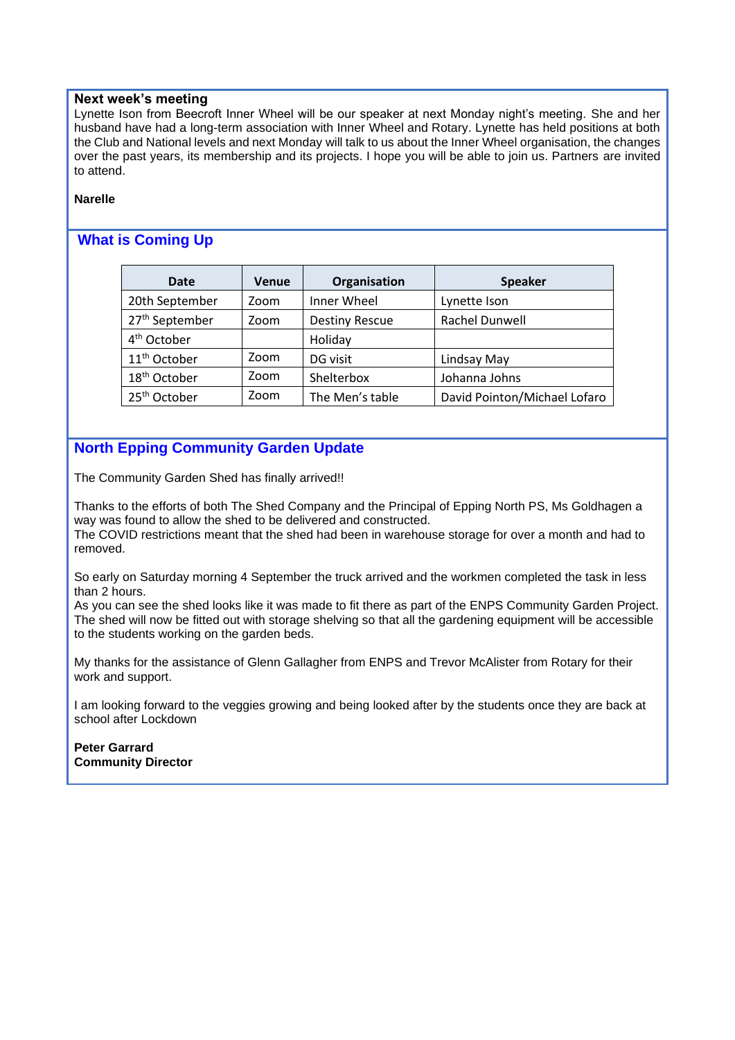**Next week's meeting**

Lynette Ison from Beecroft Inner Wheel will be our speaker at next Monday night's meeting. She and her husband have had a long-term association with Inner Wheel and Rotary. Lynette has held positions at both the Club and National levels and next Monday will talk to us about the Inner Wheel organisation, the changes over the past years, its membership and its projects. I hope you will be able to join us. Partners are invited to attend.

**Narelle**

## What is Coming Up

| Date | Venue | Organisation | Speaker |
|---|---|---|---|
| 20th September | Zoom | Inner Wheel | Lynette Ison |
| 27th September | Zoom | Destiny Rescue | Rachel Dunwell |
| 4th October | | Holiday | |
| 11th October | Zoom | DG visit | Lindsay May |
| 18th October | Zoom | Shelterbox | Johanna Johns |
| 25th October | Zoom | The Men's table | David Pointon/Michael Lofaro |

## North Epping Community Garden Update

The Community Garden Shed has finally arrived!!

Thanks to the efforts of both The Shed Company and the Principal of Epping North PS, Ms Goldhagen a way was found to allow the shed to be delivered and constructed.
The COVID restrictions meant that the shed had been in warehouse storage for over a month and had to removed.

So early on Saturday morning 4 September the truck arrived and the workmen completed the task in less than 2 hours.
As you can see the shed looks like it was made to fit there as part of the ENPS Community Garden Project. The shed will now be fitted out with storage shelving so that all the gardening equipment will be accessible to the students working on the garden beds.

My thanks for the assistance of Glenn Gallagher from ENPS and Trevor McAlister from Rotary for their work and support.

I am looking forward to the veggies growing and being looked after by the students once they are back at school after Lockdown

**Peter Garrard**
**Community Director**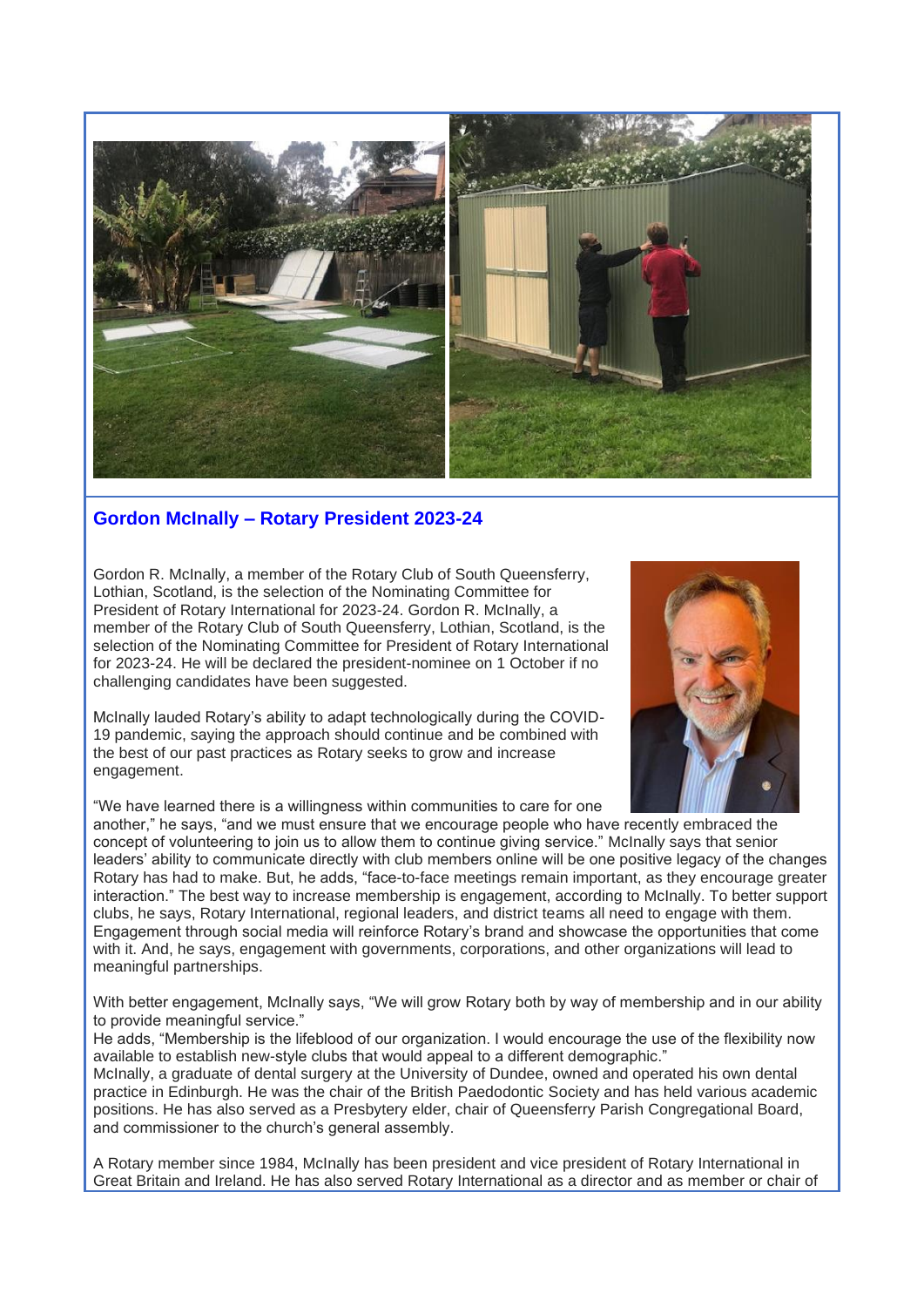## Gordon McInally – Rotary President 2023-24

Gordon R. McInally, a member of the Rotary Club of South Queensferry, Lothian, Scotland, is the selection of the Nominating Committee for President of Rotary International for 2023-24. Gordon R. McInally, a member of the Rotary Club of South Queensferry, Lothian, Scotland, is the selection of the Nominating Committee for President of Rotary International for 2023-24. He will be declared the president-nominee on 1 October if no challenging candidates have been suggested.

McInally lauded Rotary's ability to adapt technologically during the COVID-19 pandemic, saying the approach should continue and be combined with the best of our past practices as Rotary seeks to grow and increase engagement.

"We have learned there is a willingness within communities to care for one another," he says, "and we must ensure that we encourage people who have recently embraced the concept of volunteering to join us to allow them to continue giving service." McInally says that senior leaders' ability to communicate directly with club members online will be one positive legacy of the changes Rotary has had to make. But, he adds, "face-to-face meetings remain important, as they encourage greater interaction." The best way to increase membership is engagement, according to McInally. To better support clubs, he says, Rotary International, regional leaders, and district teams all need to engage with them. Engagement through social media will reinforce Rotary's brand and showcase the opportunities that come with it. And, he says, engagement with governments, corporations, and other organizations will lead to meaningful partnerships.

With better engagement, McInally says, "We will grow Rotary both by way of membership and in our ability to provide meaningful service."

He adds, "Membership is the lifeblood of our organization. I would encourage the use of the flexibility now available to establish new-style clubs that would appeal to a different demographic."

McInally, a graduate of dental surgery at the University of Dundee, owned and operated his own dental practice in Edinburgh. He was the chair of the British Paedodontic Society and has held various academic positions. He has also served as a Presbytery elder, chair of Queensferry Parish Congregational Board, and commissioner to the church's general assembly.

A Rotary member since 1984, McInally has been president and vice president of Rotary International in Great Britain and Ireland. He has also served Rotary International as a director and as member or chair of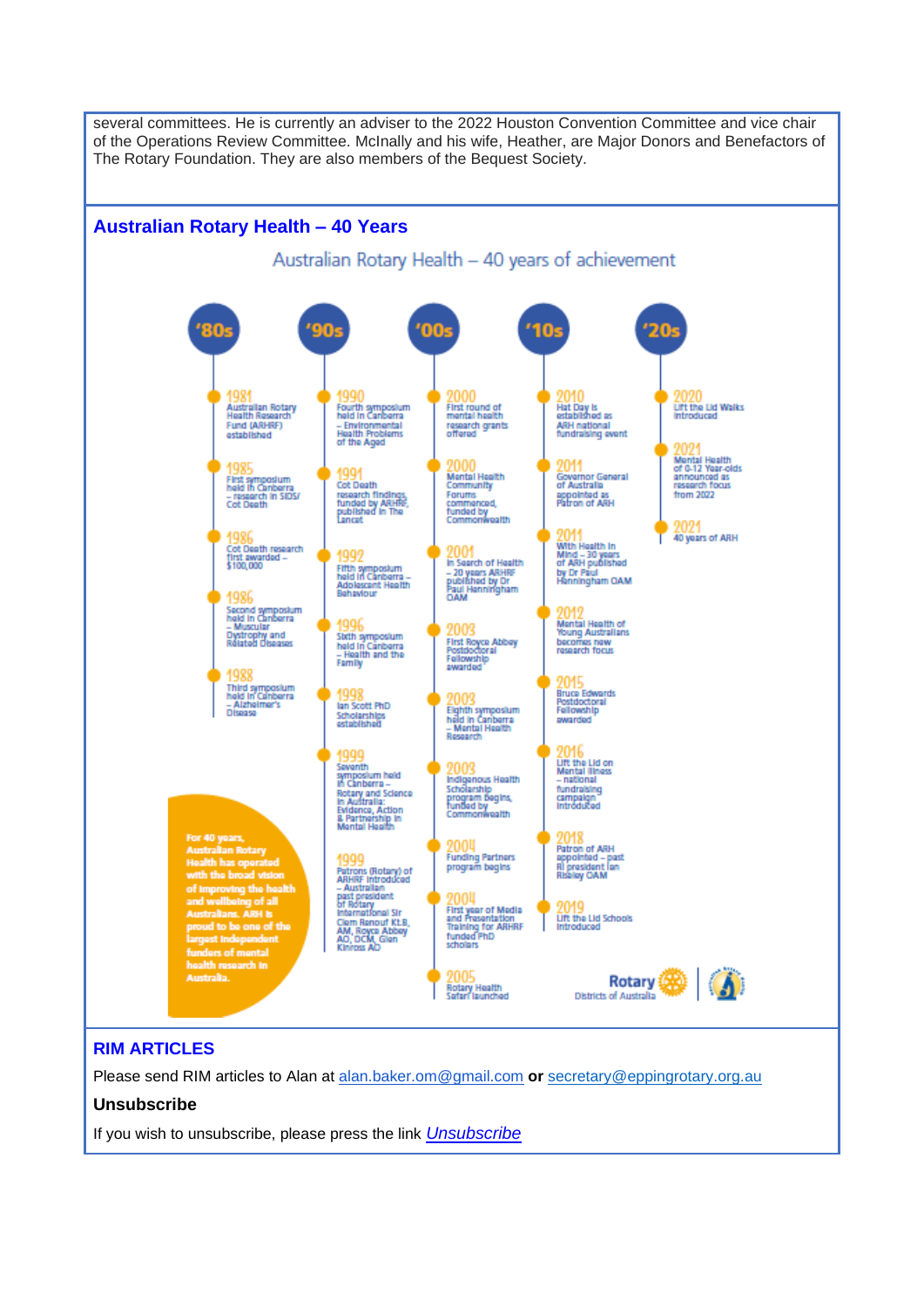several committees. He is currently an adviser to the 2022 Houston Convention Committee and vice chair of the Operations Review Committee. McInally and his wife, Heather, are Major Donors and Benefactors of The Rotary Foundation. They are also members of the Bequest Society.

## Australian Rotary Health – 40 Years

Australian Rotary Health – 40 years of achievement

'80s

1981 Australian Rotary Health Research Fund (ARHRF) established

1985 First symposium held in Canberra – research in SIDS/ Cot Death

1986 Cot Death research first awarded – $100,000

1986 Second symposium held in Canberra – Muscular Dystrophy and Related Diseases

1988 Third symposium held in Canberra – Alzheimer's Disease

'90s

1990 Fourth symposium held in Canberra – Environmental Health Problems of the Aged

1991 Cot Death research findings, funded by ARHRF, published in The Lancet

1992 Fifth symposium held in Canberra – Adolescent Health Behaviour

1996 Sixth symposium held in Canberra – Health and the Family

1998 Ian Scott PhD Scholarships established

1999 Seventh symposium held in Canberra – Rotary and Science in Australia: Evidence, Action & Partnership in Mental Health

1999 Patrons (Rotary) of ARHRF introduced – Australian past president of Rotary International Sir Clem Renouf Kt.B, AM, Royce Abbey AO, DCM, Glen Kinross AO

'00s

2000 First round of mental health research grants offered

2000 Mental Health Community Forums commenced, funded by Commonwealth

2001 In Search of Health – 20 years ARHRF published by Dr Paul Henningham OAM

2003 First Royce Abbey Postdoctoral Fellowship awarded

2003 Eighth symposium held in Canberra – Mental Health Research

2003 Indigenous Health Scholarship program begins, funded by Commonwealth

2004 Funding Partners program begins

2004 First year of Media and Presentation Training for ARHRF funded PhD scholars

2005 Rotary Health Safari launched

'10s

2010 Hat Day is established as ARH national fundraising event

2011 Governor General of Australia appointed as Patron of ARH

2011 With Health in Mind – 30 years of ARH published by Dr Paul Henningham OAM

2012 Mental Health of Young Australians becomes new research focus

2015 Bruce Edwards Postdoctoral Fellowship awarded

2016 Lift the Lid on Mental Illness – national fundraising campaign introduced

2018 Patron of ARH appointed – past RI president Ian Riseley OAM

2019 Lift the Lid Schools introduced

'20s

2020 Lift the Lid Walks introduced

2021 Mental Health of 0-12 Year-olds announced as research focus from 2022

2021 40 years of ARH

For 40 years, Australian Rotary Health has operated with the broad vision of improving the health and wellbeing of all Australians. ARH is proud to be one of the largest independent funders of mental health research in Australia.

Rotary Districts of Australia

## RIM ARTICLES

Please send RIM articles to Alan at alan.baker.om@gmail.com **or** secretary@eppingrotary.org.au

**Unsubscribe**

If you wish to unsubscribe, please press the link *Unsubscribe*